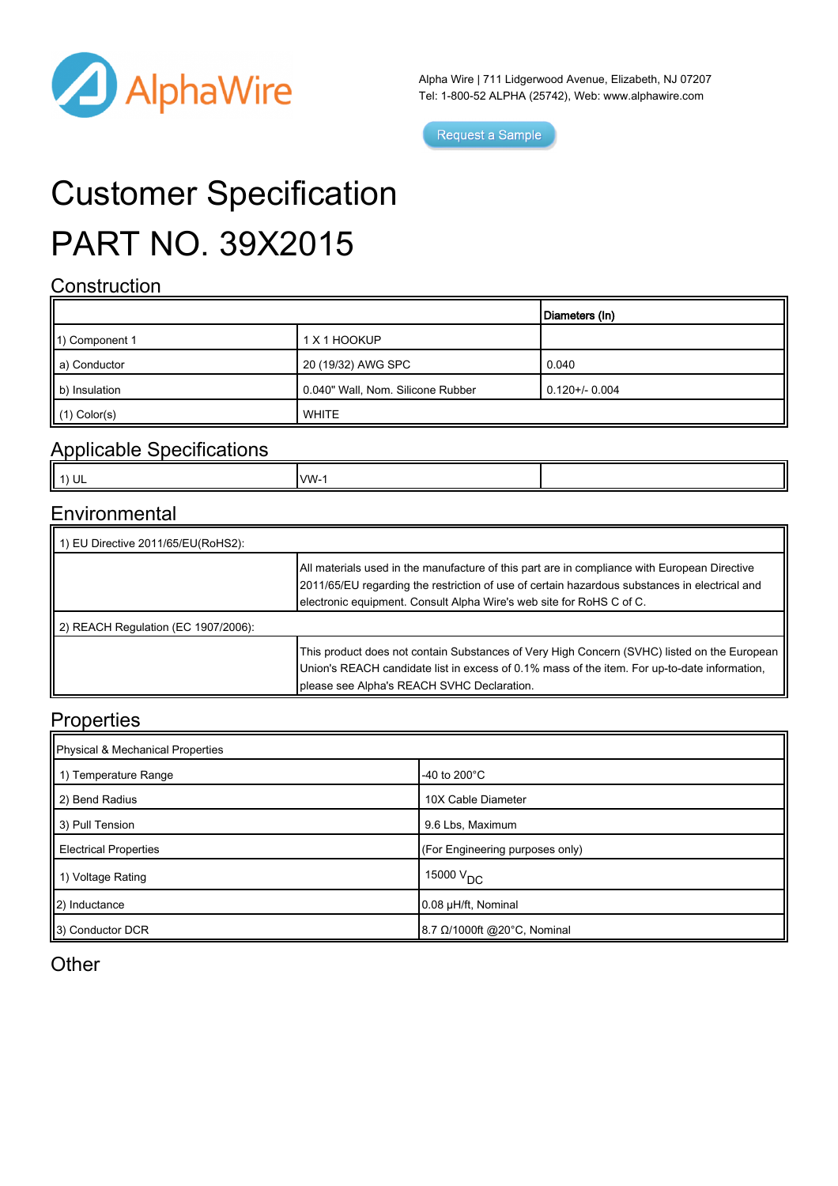Alpha Wire | 711 Lidgerwood Avenue, Elizabeth, NJ 07207
Tel: 1-800-52 ALPHA (25742), Web: www.alphawire.com

Request a Sample

# Customer Specification

# PART NO. 39X2015

## Construction

| | | Diameters (In) |
|---|---|---|
| 1) Component 1 | 1 X 1 HOOKUP | |
| a) Conductor | 20 (19/32) AWG SPC | 0.040 |
| b) Insulation | 0.040" Wall, Nom. Silicone Rubber | 0.120+/- 0.004 |
| (1) Color(s) | WHITE | |

## Applicable Specifications

| | | |
|---|---|---|
| 1) UL | VW-1 | |

## Environmental

| | |
|---|---|
| 1) EU Directive 2011/65/EU(RoHS2): | |
| | All materials used in the manufacture of this part are in compliance with European Directive 2011/65/EU regarding the restriction of use of certain hazardous substances in electrical and electronic equipment. Consult Alpha Wire's web site for RoHS C of C. |
| 2) REACH Regulation (EC 1907/2006): | |
| | This product does not contain Substances of Very High Concern (SVHC) listed on the European Union's REACH candidate list in excess of 0.1% mass of the item. For up-to-date information, please see Alpha's REACH SVHC Declaration. |

## Properties

| Physical & Mechanical Properties | |
|---|---|
| 1) Temperature Range | -40 to 200°C |
| 2) Bend Radius | 10X Cable Diameter |
| 3) Pull Tension | 9.6 Lbs, Maximum |
| Electrical Properties | (For Engineering purposes only) |
| 1) Voltage Rating | 15000 $V_{DC}$ |
| 2) Inductance | 0.08 µH/ft, Nominal |
| 3) Conductor DCR | 8.7 Ω/1000ft @20°C, Nominal |

## Other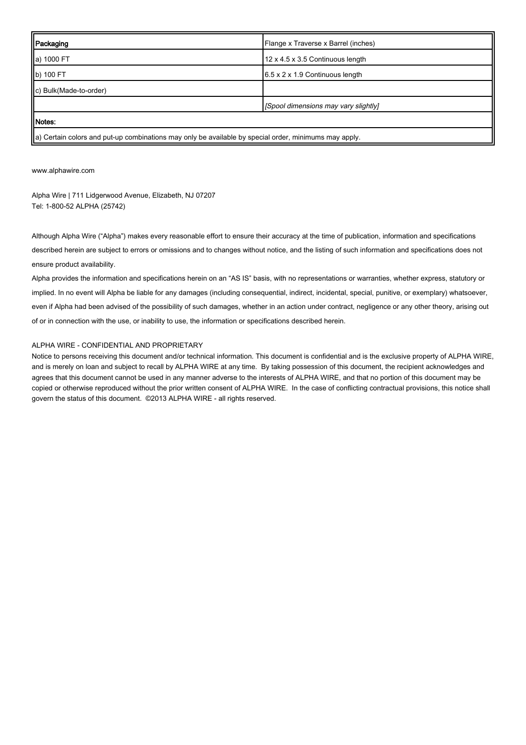| Packaging | Flange x Traverse x Barrel (inches) |
| --- | --- |
| a) 1000 FT | 12 x 4.5 x 3.5 Continuous length |
| b) 100 FT | 6.5 x 2 x 1.9 Continuous length |
| c) Bulk(Made-to-order) | |
| | *[Spool dimensions may vary slightly]* |
| **Notes:** | |
| a) Certain colors and put-up combinations may only be available by special order, minimums may apply. | |

www.alphawire.com

Alpha Wire | 711 Lidgerwood Avenue, Elizabeth, NJ 07207
Tel: 1-800-52 ALPHA (25742)

Although Alpha Wire ("Alpha") makes every reasonable effort to ensure their accuracy at the time of publication, information and specifications described herein are subject to errors or omissions and to changes without notice, and the listing of such information and specifications does not ensure product availability.

Alpha provides the information and specifications herein on an "AS IS" basis, with no representations or warranties, whether express, statutory or implied. In no event will Alpha be liable for any damages (including consequential, indirect, incidental, special, punitive, or exemplary) whatsoever, even if Alpha had been advised of the possibility of such damages, whether in an action under contract, negligence or any other theory, arising out of or in connection with the use, or inability to use, the information or specifications described herein.

ALPHA WIRE - CONFIDENTIAL AND PROPRIETARY
Notice to persons receiving this document and/or technical information. This document is confidential and is the exclusive property of ALPHA WIRE, and is merely on loan and subject to recall by ALPHA WIRE at any time. By taking possession of this document, the recipient acknowledges and agrees that this document cannot be used in any manner adverse to the interests of ALPHA WIRE, and that no portion of this document may be copied or otherwise reproduced without the prior written consent of ALPHA WIRE. In the case of conflicting contractual provisions, this notice shall govern the status of this document. ©2013 ALPHA WIRE - all rights reserved.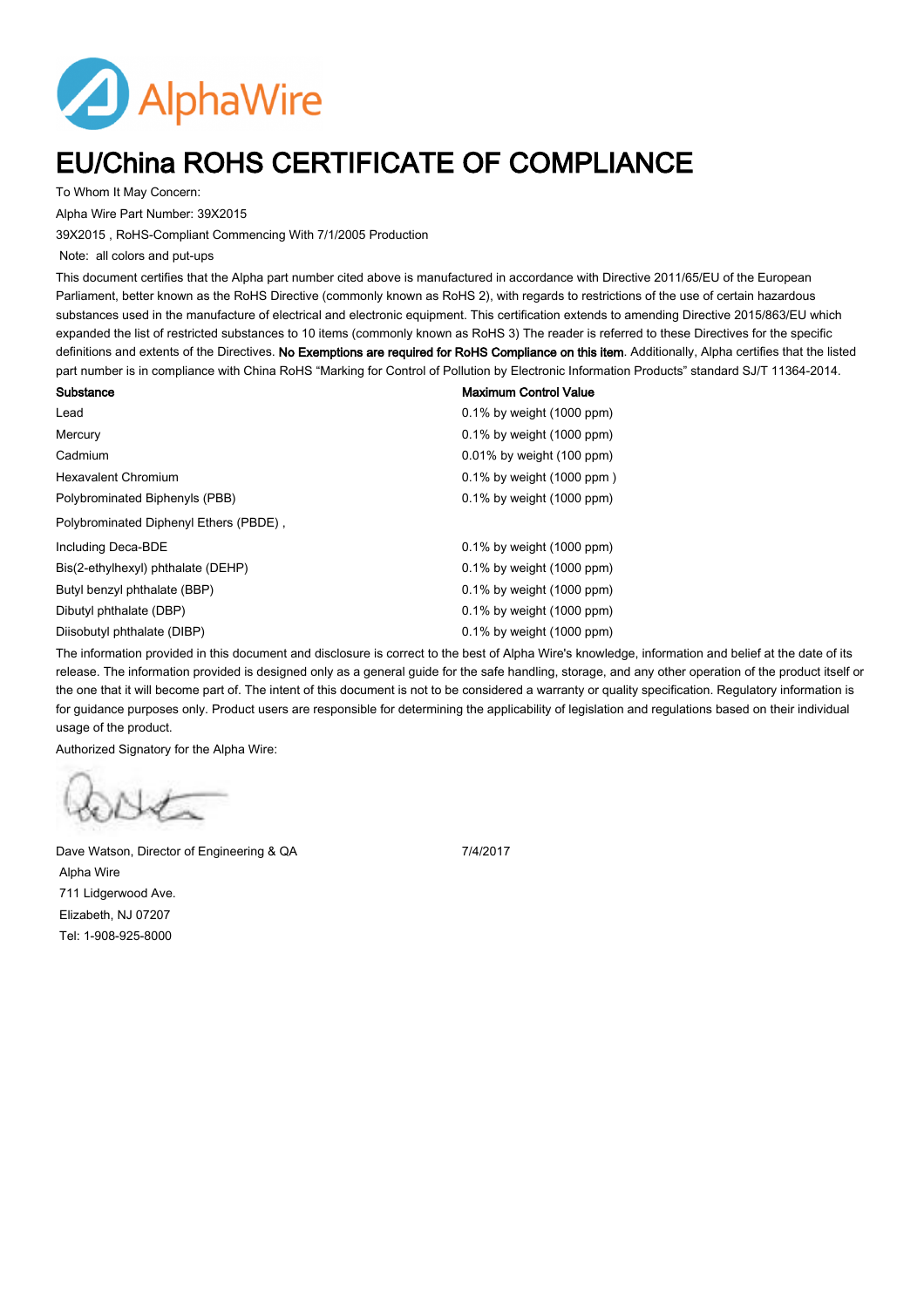AlphaWire

# EU/China ROHS CERTIFICATE OF COMPLIANCE

To Whom It May Concern:

Alpha Wire Part Number: 39X2015

39X2015 , RoHS-Compliant Commencing With 7/1/2005 Production

Note: all colors and put-ups

This document certifies that the Alpha part number cited above is manufactured in accordance with Directive 2011/65/EU of the European Parliament, better known as the RoHS Directive (commonly known as RoHS 2), with regards to restrictions to the use of certain hazardous substances used in the manufacture of electrical and electronic equipment. This certification extends to amending Directive 2015/863/EU which expanded the list of restricted substances to 10 items (commonly known as RoHS 3) The reader is referred to these Directives for the specific definitions and extents of the Directives. **No Exemptions are required for RoHS Compliance on this item**. Additionally, Alpha certifies that the listed part number is in compliance with China RoHS "Marking for Control of Pollution by Electronic Information Products" standard SJ/T 11364-2014.

| Substance | Maximum Control Value |
|---|---|
| Lead | 0.1% by weight (1000 ppm) |
| Mercury | 0.1% by weight (1000 ppm) |
| Cadmium | 0.01% by weight (100 ppm) |
| Hexavalent Chromium | 0.1% by weight (1000 ppm ) |
| Polybrominated Biphenyls (PBB) | 0.1% by weight (1000 ppm) |
| Polybrominated Diphenyl Ethers (PBDE) , | |
| Including Deca-BDE | 0.1% by weight (1000 ppm) |
| Bis(2-ethylhexyl) phthalate (DEHP) | 0.1% by weight (1000 ppm) |
| Butyl benzyl phthalate (BBP) | 0.1% by weight (1000 ppm) |
| Dibutyl phthalate (DBP) | 0.1% by weight (1000 ppm) |
| Diisobutyl phthalate (DIBP) | 0.1% by weight (1000 ppm) |

The information provided in this document and disclosure is correct to the best of Alpha Wire's knowledge, information and belief at the date of its release. The information provided is designed only as a general guide for the safe handling, storage, and any other operation of the product itself or the one that it will become part of. The intent of this document is not to be considered a warranty or quality specification. Regulatory information is for guidance purposes only. Product users are responsible for determining the applicability of legislation and regulations based on their individual usage of the product.

Authorized Signatory for the Alpha Wire:

Dave Watson, Director of Engineering & QA 7/4/2017

Alpha Wire

711 Lidgerwood Ave.

Elizabeth, NJ 07207

Tel: 1-908-925-8000